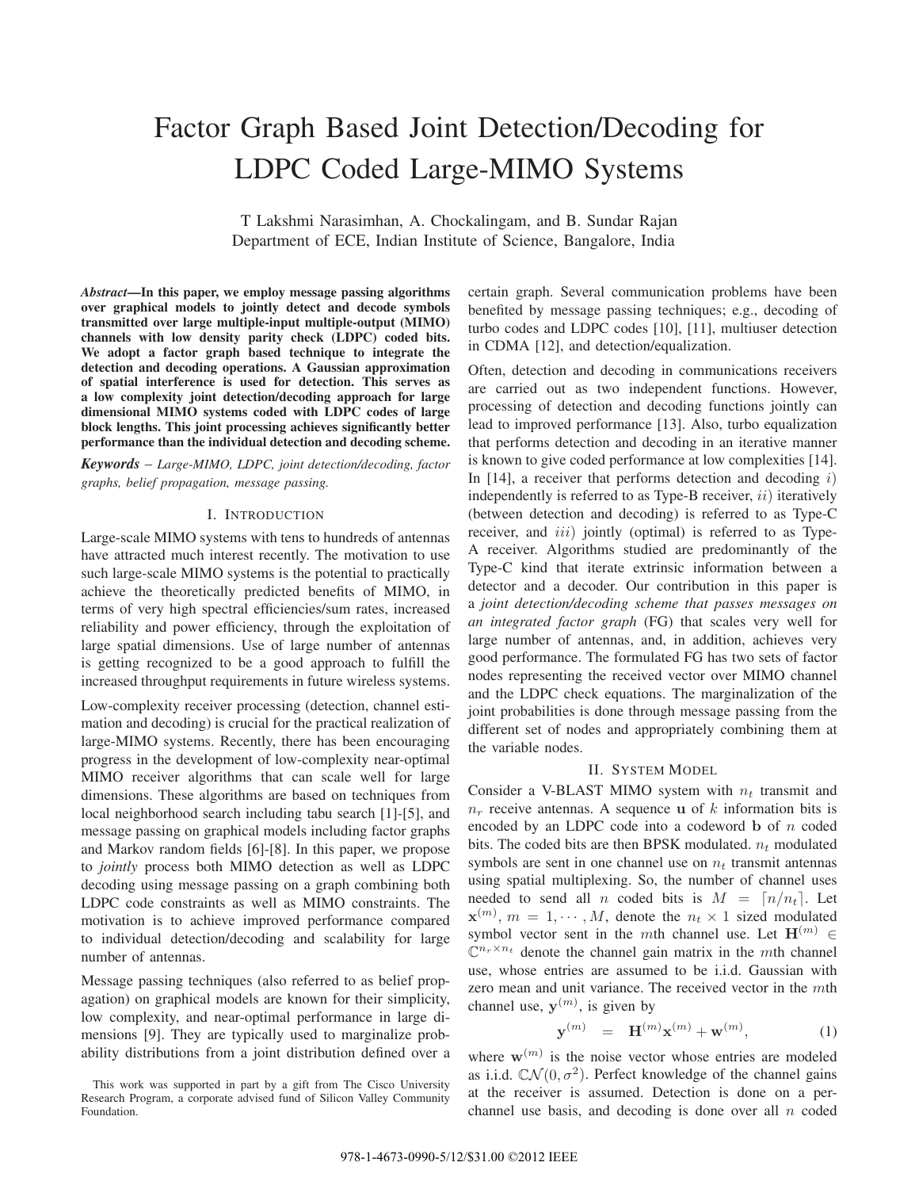# Factor Graph Based Joint Detection/Decoding for LDPC Coded Large-MIMO Systems

T Lakshmi Narasimhan, A. Chockalingam, and B. Sundar Rajan
Department of ECE, Indian Institute of Science, Bangalore, India

***Abstract*—In this paper, we employ message passing algorithms over graphical models to jointly detect and decode symbols transmitted over large multiple-input multiple-output (MIMO) channels with low density parity check (LDPC) coded bits. We adopt a factor graph based technique to integrate the detection and decoding operations. A Gaussian approximation of spatial interference is used for detection. This serves as a low complexity joint detection/decoding approach for large dimensional MIMO systems coded with LDPC codes of large block lengths. This joint processing achieves significantly better performance than the individual detection and decoding scheme.**

***Keywords*** – *Large-MIMO, LDPC, joint detection/decoding, factor graphs, belief propagation, message passing.*

## I. Introduction

Large-scale MIMO systems with tens to hundreds of antennas have attracted much interest recently. The motivation to use such large-scale MIMO systems is the potential to practically achieve the theoretically predicted benefits of MIMO, in terms of very high spectral efficiencies/sum rates, increased reliability and power efficiency, through the exploitation of large spatial dimensions. Use of large number of antennas is getting recognized to be a good approach to fulfill the increased throughput requirements in future wireless systems.

Low-complexity receiver processing (detection, channel estimation and decoding) is crucial for the practical realization of large-MIMO systems. Recently, there has been encouraging progress in the development of low-complexity near-optimal MIMO receiver algorithms that can scale well for large dimensions. These algorithms are based on techniques from local neighborhood search including tabu search [1]-[5], and message passing on graphical models including factor graphs and Markov random fields [6]-[8]. In this paper, we propose to *jointly* process both MIMO detection as well as LDPC decoding using message passing on a graph combining both LDPC code constraints as well as MIMO constraints. The motivation is to achieve improved performance compared to individual detection/decoding and scalability for large number of antennas.

Message passing techniques (also referred to as belief propagation) on graphical models are known for their simplicity, low complexity, and near-optimal performance in large dimensions [9]. They are typically used to marginalize probability distributions from a joint distribution defined over a certain graph. Several communication problems have been benefited by message passing techniques; e.g., decoding of turbo codes and LDPC codes [10], [11], multiuser detection in CDMA [12], and detection/equalization.

Often, detection and decoding in communications receivers are carried out as two independent functions. However, processing of detection and decoding functions jointly can lead to improved performance [13]. Also, turbo equalization that performs detection and decoding in an iterative manner is known to give coded performance at low complexities [14]. In [14], a receiver that performs detection and decoding $i)$ independently is referred to as Type-B receiver, $ii)$ iteratively (between detection and decoding) is referred to as Type-C receiver, and $iii)$ jointly (optimal) is referred to as Type-A receiver. Algorithms studied are predominantly of the Type-C kind that iterate extrinsic information between a detector and a decoder. Our contribution in this paper is a *joint detection/decoding scheme that passes messages on an integrated factor graph* (FG) that scales very well for large number of antennas, and, in addition, achieves very good performance. The formulated FG has two sets of factor nodes representing the received vector over MIMO channel and the LDPC check equations. The marginalization of the joint probabilities is done through message passing from the different set of nodes and appropriately combining them at the variable nodes.

## II. System Model

Consider a V-BLAST MIMO system with $n_t$ transmit and $n_r$ receive antennas. A sequence $\mathbf{u}$ of $k$ information bits is encoded by an LDPC code into a codeword $\mathbf{b}$ of $n$ coded bits. The coded bits are then BPSK modulated. $n_t$ modulated symbols are sent in one channel use on $n_t$ transmit antennas using spatial multiplexing. So, the number of channel uses needed to send all $n$ coded bits is $M = \lceil n/n_t \rceil$. Let $\mathbf{x}^{(m)}$, $m = 1, \cdots, M$, denote the $n_t \times 1$ sized modulated symbol vector sent in the $m$th channel use. Let $\mathbf{H}^{(m)} \in \mathbb{C}^{n_r \times n_t}$ denote the channel gain matrix in the $m$th channel use, whose entries are assumed to be i.i.d. Gaussian with zero mean and unit variance. The received vector in the $m$th channel use, $\mathbf{y}^{(m)}$, is given by

$$\mathbf{y}^{(m)} = \mathbf{H}^{(m)}\mathbf{x}^{(m)} + \mathbf{w}^{(m)}, \tag{1}$$

where $\mathbf{w}^{(m)}$ is the noise vector whose entries are modeled as i.i.d. $\mathbb{C}\mathcal{N}(0, \sigma^2)$. Perfect knowledge of the channel gains at the receiver is assumed. Detection is done on a per-channel use basis, and decoding is done over all $n$ coded

This work was supported in part by a gift from The Cisco University Research Program, a corporate advised fund of Silicon Valley Community Foundation.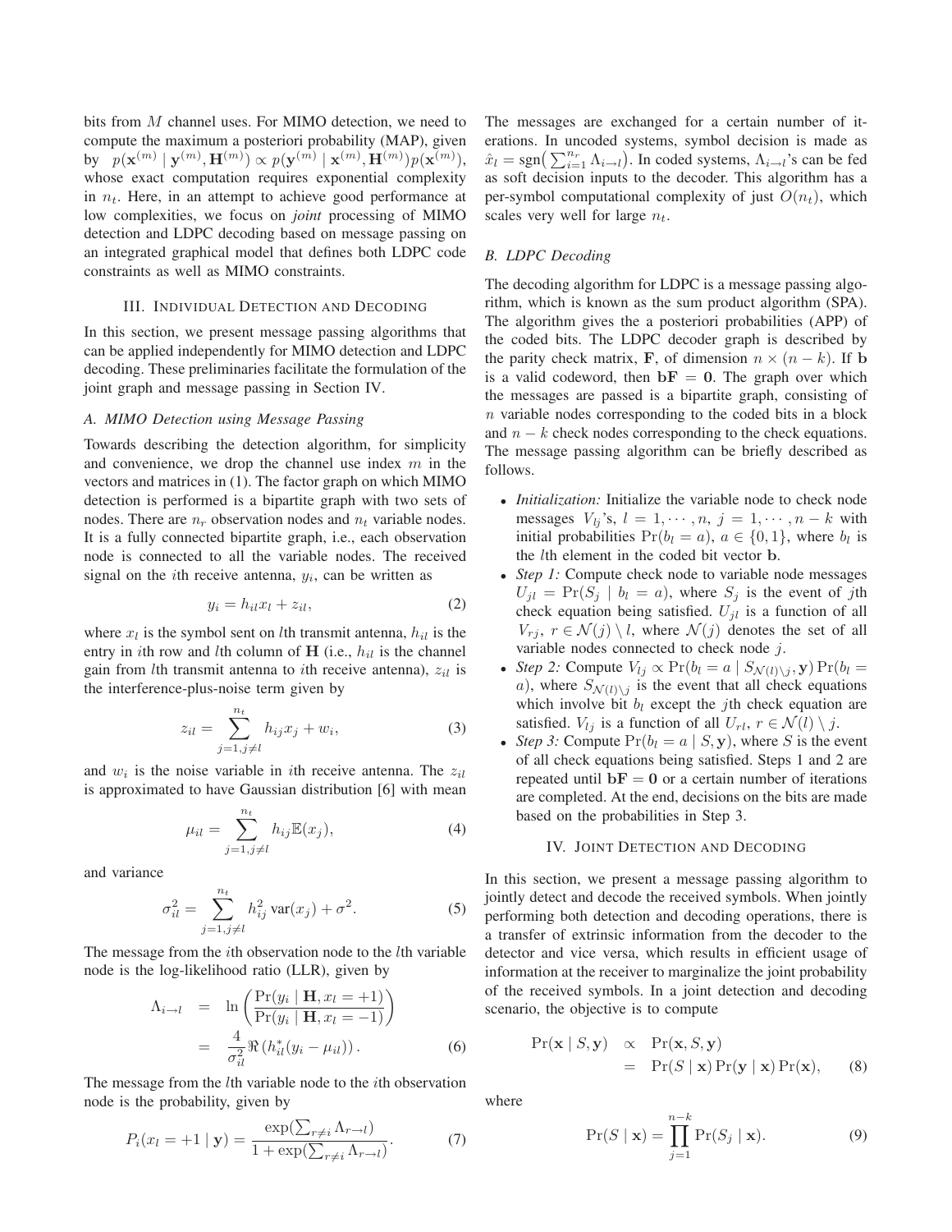bits from $M$ channel uses. For MIMO detection, we need to compute the maximum a posteriori probability (MAP), given by $p(\mathbf{x}^{(m)} \mid \mathbf{y}^{(m)}, \mathbf{H}^{(m)}) \propto p(\mathbf{y}^{(m)} \mid \mathbf{x}^{(m)}, \mathbf{H}^{(m)}) p(\mathbf{x}^{(m)})$, whose exact computation requires exponential complexity in $n_t$. Here, in an attempt to achieve good performance at low complexities, we focus on *joint* processing of MIMO detection and LDPC decoding based on message passing on an integrated graphical model that defines both LDPC code constraints as well as MIMO constraints.

## III. Individual Detection and Decoding

In this section, we present message passing algorithms that can be applied independently for MIMO detection and LDPC decoding. These preliminaries facilitate the formulation of the joint graph and message passing in Section IV.

### A. MIMO Detection using Message Passing

Towards describing the detection algorithm, for simplicity and convenience, we drop the channel use index $m$ in the vectors and matrices in (1). The factor graph on which MIMO detection is performed is a bipartite graph with two sets of nodes. There are $n_r$ observation nodes and $n_t$ variable nodes. It is a fully connected bipartite graph, i.e., each observation node is connected to all the variable nodes. The received signal on the $i$th receive antenna, $y_i$, can be written as

$$y_i = h_{il} x_l + z_{il}, \tag{2}$$

where $x_l$ is the symbol sent on $l$th transmit antenna, $h_{il}$ is the entry in $i$th row and $l$th column of $\mathbf{H}$ (i.e., $h_{il}$ is the channel gain from $l$th transmit antenna to $i$th receive antenna), $z_{il}$ is the interference-plus-noise term given by

$$z_{il} = \sum_{j=1, j \neq l}^{n_t} h_{ij} x_j + w_i, \tag{3}$$

and $w_i$ is the noise variable in $i$th receive antenna. The $z_{il}$ is approximated to have Gaussian distribution [6] with mean

$$\mu_{il} = \sum_{j=1, j \neq l}^{n_t} h_{ij} \mathbb{E}(x_j), \tag{4}$$

and variance

$$\sigma_{il}^2 = \sum_{j=1, j \neq l}^{n_t} h_{ij}^2 \operatorname{var}(x_j) + \sigma^2. \tag{5}$$

The message from the $i$th observation node to the $l$th variable node is the log-likelihood ratio (LLR), given by

$$\begin{aligned} \Lambda_{i \to l} &= \ln \left( \frac{\Pr(y_i \mid \mathbf{H}, x_l = +1)}{\Pr(y_i \mid \mathbf{H}, x_l = -1)} \right) \\ &= \frac{4}{\sigma_{il}^2} \Re \left( h_{il}^* (y_i - \mu_{il}) \right). \end{aligned} \tag{6}$$

The message from the $l$th variable node to the $i$th observation node is the probability, given by

$$P_i(x_l = +1 \mid \mathbf{y}) = \frac{\exp(\sum_{r \neq i} \Lambda_{r \to l})}{1 + \exp(\sum_{r \neq i} \Lambda_{r \to l})}. \tag{7}$$

The messages are exchanged for a certain number of iterations. In uncoded systems, symbol decision is made as $\hat{x}_l = \operatorname{sgn}\big( \sum_{i=1}^{n_r} \Lambda_{i \to l} \big)$. In coded systems, $\Lambda_{i \to l}$'s can be fed as soft decision inputs to the decoder. This algorithm has a per-symbol computational complexity of just $O(n_t)$, which scales very well for large $n_t$.

### B. LDPC Decoding

The decoding algorithm for LDPC is a message passing algorithm, which is known as the sum product algorithm (SPA). The algorithm gives the a posteriori probabilities (APP) of the coded bits. The LDPC decoder graph is described by the parity check matrix, $\mathbf{F}$, of dimension $n \times (n-k)$. If $\mathbf{b}$ is a valid codeword, then $\mathbf{bF} = \mathbf{0}$. The graph over which the messages are passed is a bipartite graph, consisting of $n$ variable nodes corresponding to the coded bits in a block and $n-k$ check nodes corresponding to the check equations. The message passing algorithm can be briefly described as follows.

- *Initialization:* Initialize the variable node to check node messages $V_{lj}$'s, $l = 1, \cdots, n$, $j = 1, \cdots, n-k$ with initial probabilities $\Pr(b_l = a)$, $a \in \{0, 1\}$, where $b_l$ is the $l$th element in the coded bit vector $\mathbf{b}$.
- *Step 1:* Compute check node to variable node messages $U_{jl} = \Pr(S_j \mid b_l = a)$, where $S_j$ is the event of $j$th check equation being satisfied. $U_{jl}$ is a function of all $V_{rj}$, $r \in \mathcal{N}(j) \setminus l$, where $\mathcal{N}(j)$ denotes the set of all variable nodes connected to check node $j$.
- *Step 2:* Compute $V_{lj} \propto \Pr(b_l = a \mid S_{\mathcal{N}(l) \setminus j}, \mathbf{y}) \Pr(b_l = a)$, where $S_{\mathcal{N}(l) \setminus j}$ is the event that all check equations which involve bit $b_l$ except the $j$th check equation are satisfied. $V_{lj}$ is a function of all $U_{rl}$, $r \in \mathcal{N}(l) \setminus j$.
- *Step 3:* Compute $\Pr(b_l = a \mid S, \mathbf{y})$, where $S$ is the event of all check equations being satisfied. Steps 1 and 2 are repeated until $\mathbf{bF} = \mathbf{0}$ or a certain number of iterations are completed. At the end, decisions on the bits are made based on the probabilities in Step 3.

## IV. Joint Detection and Decoding

In this section, we present a message passing algorithm to jointly detect and decode the received symbols. When jointly performing both detection and decoding operations, there is a transfer of extrinsic information from the decoder to the detector and vice versa, which results in efficient usage of information at the receiver to marginalize the joint probability of the received symbols. In a joint detection and decoding scenario, the objective is to compute

$$\begin{aligned} \Pr(\mathbf{x} \mid S, \mathbf{y}) &\propto \Pr(\mathbf{x}, S, \mathbf{y}) \\ &= \Pr(S \mid \mathbf{x}) \Pr(\mathbf{y} \mid \mathbf{x}) \Pr(\mathbf{x}), \end{aligned} \tag{8}$$

where

$$\Pr(S \mid \mathbf{x}) = \prod_{j=1}^{n-k} \Pr(S_j \mid \mathbf{x}). \tag{9}$$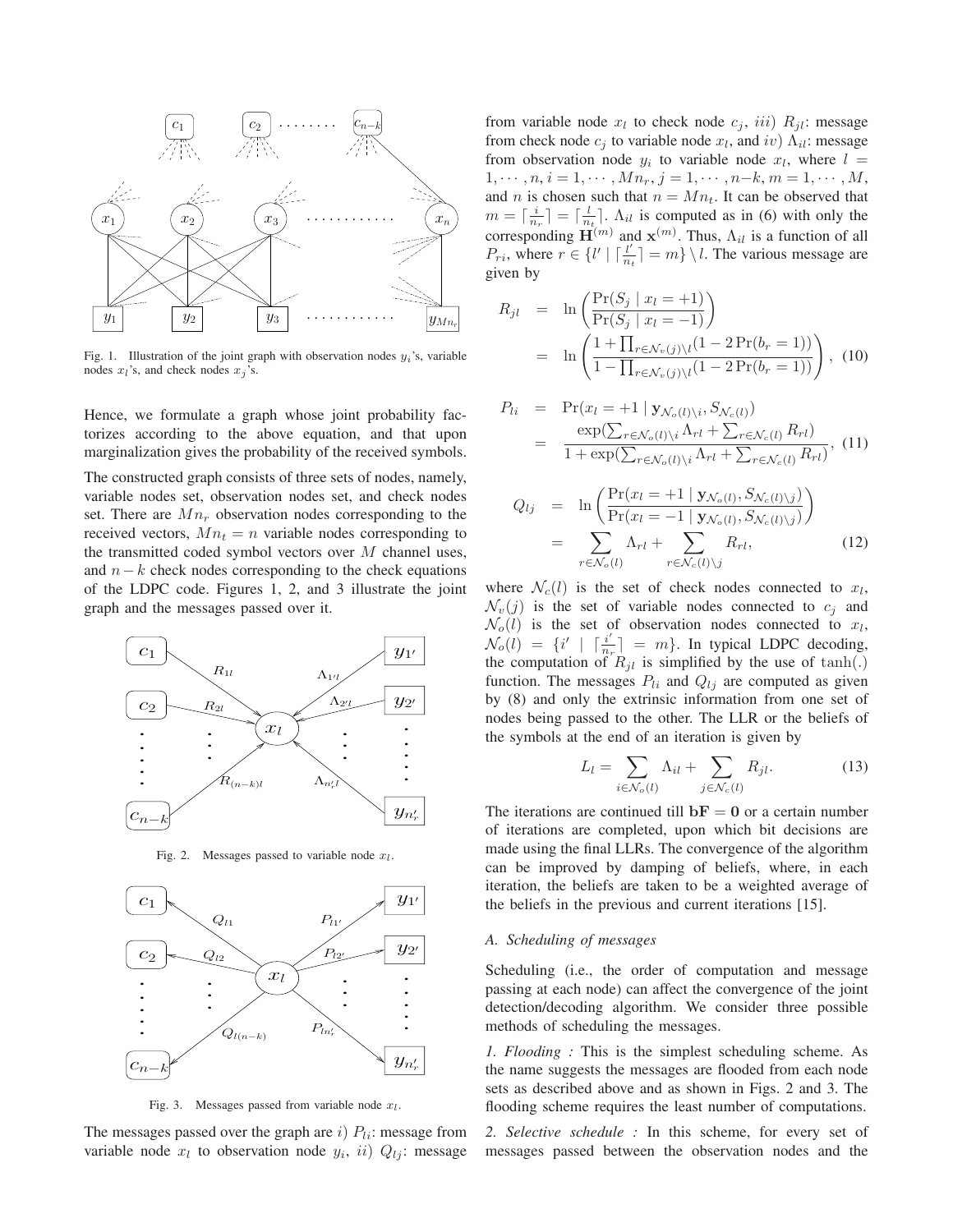Fig. 1. Illustration of the joint graph with observation nodes $y_i$'s, variable nodes $x_l$'s, and check nodes $x_j$'s.

Hence, we formulate a graph whose joint probability factorizes according to the above equation, and that upon marginalization gives the probability of the received symbols.

The constructed graph consists of three sets of nodes, namely, variable nodes set, observation nodes set, and check nodes set. There are $Mn_r$ observation nodes corresponding to the received vectors, $Mn_t = n$ variable nodes corresponding to the transmitted coded symbol vectors over $M$ channel uses, and $n-k$ check nodes corresponding to the check equations of the LDPC code. Figures 1, 2, and 3 illustrate the joint graph and the messages passed over it.

Fig. 2. Messages passed to variable node $x_l$.

Fig. 3. Messages passed from variable node $x_l$.

The messages passed over the graph are $i)$ $P_{li}$: message from variable node $x_l$ to observation node $y_i$, $ii)$ $Q_{lj}$: message from variable node $x_l$ to check node $c_j$, $iii)$ $R_{jl}$: message from check node $c_j$ to variable node $x_l$, and $iv)$ $\Lambda_{il}$: message from observation node $y_i$ to variable node $x_l$, where $l = 1, \cdots, n, i = 1, \cdots, Mn_r, j = 1, \cdots, n-k, m = 1, \cdots, M$, and $n$ is chosen such that $n = Mn_t$. It can be observed that $m = \lceil \frac{i}{n_r} \rceil = \lceil \frac{l}{n_t} \rceil$. $\Lambda_{il}$ is computed as in (6) with only the corresponding $\mathbf{H}^{(m)}$ and $\mathbf{x}^{(m)}$. Thus, $\Lambda_{il}$ is a function of all $P_{ri}$, where $r \in \{l' \mid \lceil \frac{l'}{n_t} \rceil = m\} \setminus l$. The various message are given by

$$
\begin{aligned}
R_{jl} &= \ln\left(\frac{\Pr(S_j \mid x_l = +1)}{\Pr(S_j \mid x_l = -1)}\right) \\
&= \ln\left(\frac{1 + \prod_{r \in \mathcal{N}_v(j)\setminus l}(1 - 2\Pr(b_r = 1))}{1 - \prod_{r \in \mathcal{N}_v(j)\setminus l}(1 - 2\Pr(b_r = 1))}\right), \quad (10)
\end{aligned}
$$

$$
\begin{aligned}
P_{li} &= \Pr(x_l = +1 \mid \mathbf{y}_{\mathcal{N}_o(l)\setminus i}, S_{\mathcal{N}_c(l)}) \\
&= \frac{\exp(\sum_{r \in \mathcal{N}_o(l)\setminus i} \Lambda_{rl} + \sum_{r \in \mathcal{N}_c(l)} R_{rl})}{1 + \exp(\sum_{r \in \mathcal{N}_o(l)\setminus i} \Lambda_{rl} + \sum_{r \in \mathcal{N}_c(l)} R_{rl})}, \quad (11)
\end{aligned}
$$

$$
\begin{aligned}
Q_{lj} &= \ln\left(\frac{\Pr(x_l = +1 \mid \mathbf{y}_{\mathcal{N}_o(l)}, S_{\mathcal{N}_c(l)\setminus j})}{\Pr(x_l = -1 \mid \mathbf{y}_{\mathcal{N}_o(l)}, S_{\mathcal{N}_c(l)\setminus j})}\right) \\
&= \sum_{r \in \mathcal{N}_o(l)} \Lambda_{rl} + \sum_{r \in \mathcal{N}_c(l)\setminus j} R_{rl}, \quad (12)
\end{aligned}
$$

where $\mathcal{N}_c(l)$ is the set of check nodes connected to $x_l$, $\mathcal{N}_v(j)$ is the set of variable nodes connected to $c_j$ and $\mathcal{N}_o(l)$ is the set of observation nodes connected to $x_l$, $\mathcal{N}_o(l) = \{i' \mid \lceil \frac{i'}{n_r} \rceil = m\}$. In typical LDPC decoding, the computation of $R_{jl}$ is simplified by the use of $\tanh(.)$ function. The messages $P_{li}$ and $Q_{lj}$ are computed as given by (8) and only the extrinsic information from one set of nodes being passed to the other. The LLR or the beliefs of the symbols at the end of an iteration is given by

$$
L_l = \sum_{i \in \mathcal{N}_o(l)} \Lambda_{il} + \sum_{j \in \mathcal{N}_c(l)} R_{jl}. \quad (13)
$$

The iterations are continued till $\mathbf{bF} = \mathbf{0}$ or a certain number of iterations are completed, upon which bit decisions are made using the final LLRs. The convergence of the algorithm can be improved by damping of beliefs, where, in each iteration, the beliefs are taken to be a weighted average of the beliefs in the previous and current iterations [15].

### A. Scheduling of messages

Scheduling (i.e., the order of computation and message passing at each node) can affect the convergence of the joint detection/decoding algorithm. We consider three possible methods of scheduling the messages.

*1. Flooding :* This is the simplest scheduling scheme. As the name suggests the messages are flooded from each node sets as described above and as shown in Figs. 2 and 3. The flooding scheme requires the least number of computations.

*2. Selective schedule :* In this scheme, for every set of messages passed between the observation nodes and the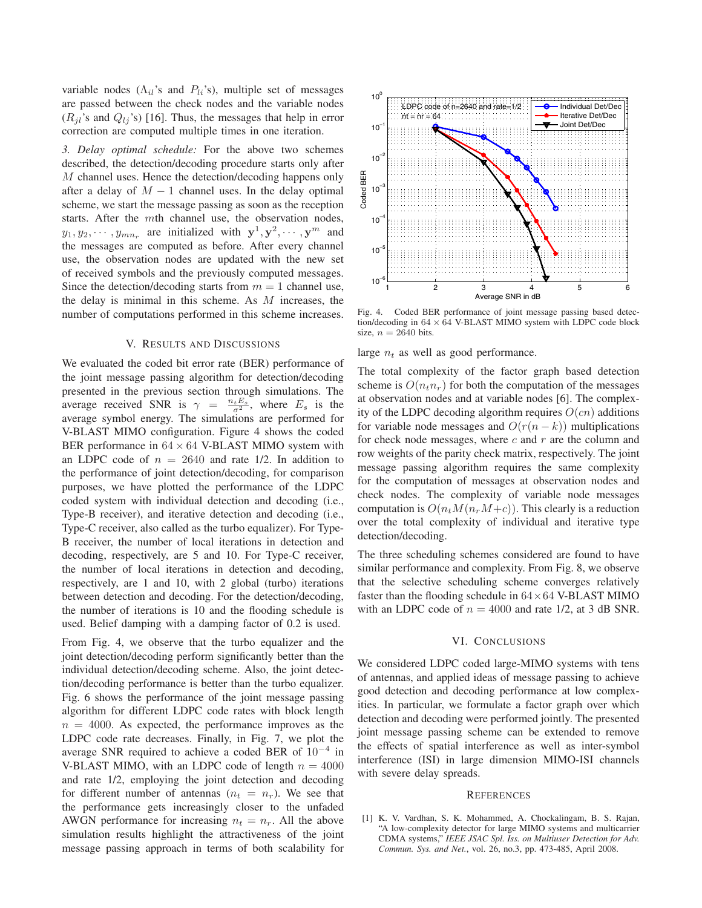variable nodes ($\Lambda_{il}$'s and $P_{li}$'s), multiple set of messages are passed between the check nodes and the variable nodes ($R_{jl}$'s and $Q_{lj}$'s) [16]. Thus, the messages that help in error correction are computed multiple times in one iteration.

*3. Delay optimal schedule:* For the above two schemes described, the detection/decoding procedure starts only after $M$ channel uses. Hence the detection/decoding happens only after a delay of $M-1$ channel uses. In the delay optimal scheme, we start the message passing as soon as the reception starts. After the $m$th channel use, the observation nodes, $y_1, y_2, \cdots, y_{mn_r}$ are initialized with $\mathbf{y}^1, \mathbf{y}^2, \cdots, \mathbf{y}^m$ and the messages are computed as before. After every channel use, the observation nodes are updated with the new set of received symbols and the previously computed messages. Since the detection/decoding starts from $m=1$ channel use, the delay is minimal in this scheme. As $M$ increases, the number of computations performed in this scheme increases.

## V. Results and Discussions

We evaluated the coded bit error rate (BER) performance of the joint message passing algorithm for detection/decoding presented in the previous section through simulations. The average received SNR is $\gamma = \frac{n_t E_s}{\sigma^2}$, where $E_s$ is the average symbol energy. The simulations are performed for V-BLAST MIMO configuration. Figure 4 shows the coded BER performance in $64 \times 64$ V-BLAST MIMO system with an LDPC code of $n = 2640$ and rate 1/2. In addition to the performance of joint detection/decoding, for comparison purposes, we have plotted the performance of the LDPC coded system with individual detection and decoding (i.e., Type-B receiver), and iterative detection and decoding (i.e., Type-C receiver, also called as the turbo equalizer). For Type-B receiver, the number of local iterations in detection and decoding, respectively, are 5 and 10. For Type-C receiver, the number of local iterations in detection and decoding, respectively, are 1 and 10, with 2 global (turbo) iterations between detection and decoding. For the detection/decoding, the number of iterations is 10 and the flooding schedule is used. Belief damping with a damping factor of 0.2 is used.

From Fig. 4, we observe that the turbo equalizer and the joint detection/decoding perform significantly better than the individual detection/decoding scheme. Also, the joint detection/decoding performance is better than the turbo equalizer. Fig. 6 shows the performance of the joint message passing algorithm for different LDPC code rates with block length $n = 4000$. As expected, the performance improves as the LDPC code rate decreases. Finally, in Fig. 7, we plot the average SNR required to achieve a coded BER of $10^{-4}$ in V-BLAST MIMO, with an LDPC code of length $n = 4000$ and rate 1/2, employing the joint detection and decoding for different number of antennas ($n_t = n_r$). We see that the performance gets increasingly closer to the unfaded AWGN performance for increasing $n_t = n_r$. All the above simulation results highlight the attractiveness of the joint message passing approach in terms of both scalability for large $n_t$ as well as good performance.

Fig. 4. Coded BER performance of joint message passing based detection/decoding in $64 \times 64$ V-BLAST MIMO system with LDPC code block size, $n = 2640$ bits.

The total complexity of the factor graph based detection scheme is $O(n_t n_r)$ for both the computation of the messages at observation nodes and at variable nodes [6]. The complexity of the LDPC decoding algorithm requires $O(cn)$ additions for variable node messages and $O(r(n-k))$ multiplications for check node messages, where $c$ and $r$ are the column and row weights of the parity check matrix, respectively. The joint message passing algorithm requires the same complexity for the computation of messages at observation nodes and check nodes. The complexity of variable node messages computation is $O(n_t M(n_r M + c))$. This clearly is a reduction over the total complexity of individual and iterative type detection/decoding.

The three scheduling schemes considered are found to have similar performance and complexity. From Fig. 8, we observe that the selective scheduling scheme converges relatively faster than the flooding schedule in $64 \times 64$ V-BLAST MIMO with an LDPC code of $n = 4000$ and rate 1/2, at 3 dB SNR.

## VI. Conclusions

We considered LDPC coded large-MIMO systems with tens of antennas, and applied ideas of message passing to achieve good detection and decoding performance at low complexities. In particular, we formulate a factor graph over which detection and decoding were performed jointly. The presented joint message passing scheme can be extended to remove the effects of spatial interference as well as inter-symbol interference (ISI) in large dimension MIMO-ISI channels with severe delay spreads.

## References

[1] K. V. Vardhan, S. K. Mohammed, A. Chockalingam, B. S. Rajan, "A low-complexity detector for large MIMO systems and multicarrier CDMA systems," *IEEE JSAC Spl. Iss. on Multiuser Detection for Adv. Commun. Sys. and Net.*, vol. 26, no.3, pp. 473-485, April 2008.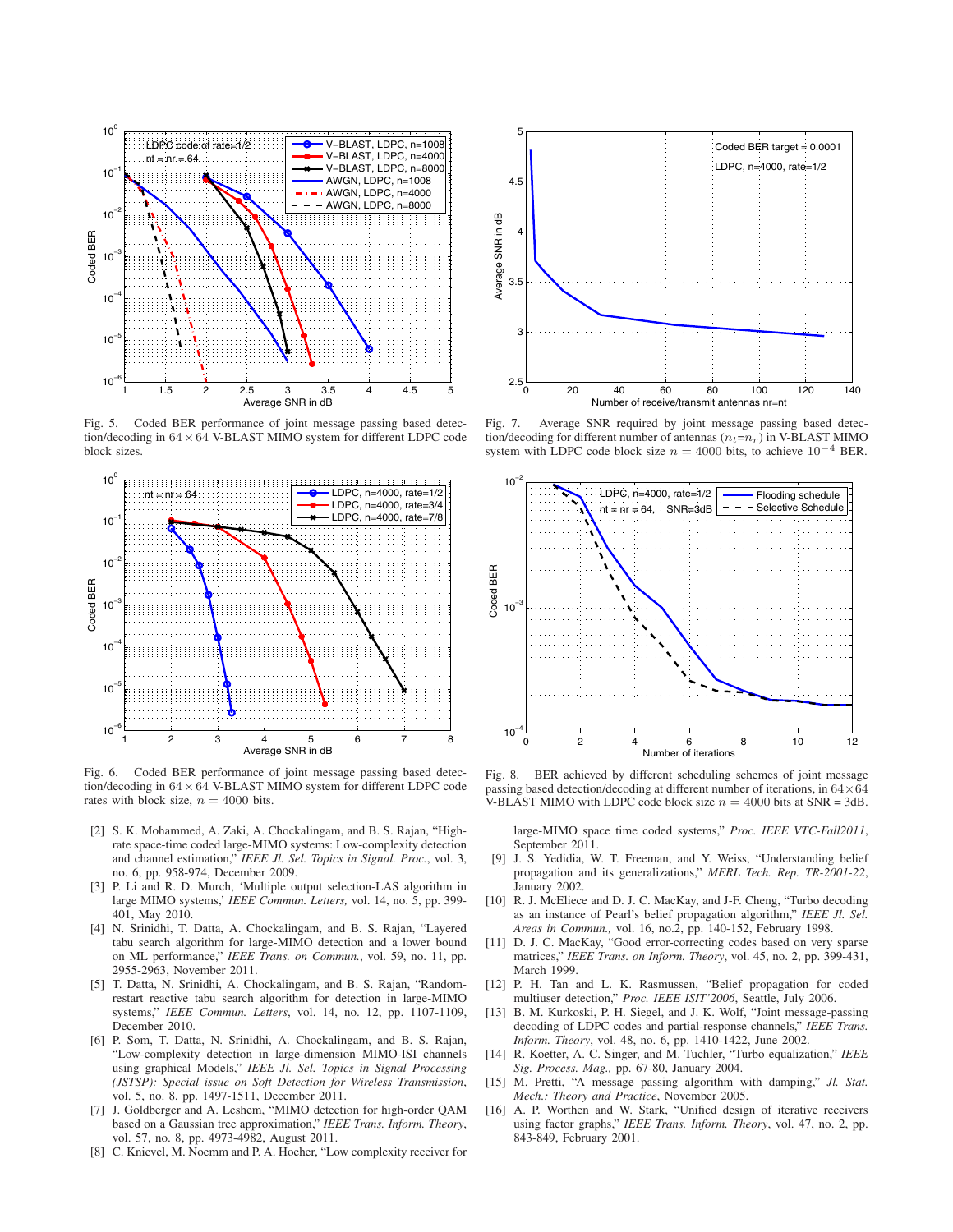LDPC code of rate=1/2

nt = nr = 64

V–BLAST, LDPC, n=1008

V–BLAST, LDPC, n=4000

V–BLAST, LDPC, n=8000

AWGN, LDPC, n=1008

AWGN, LDPC, n=4000

AWGN, LDPC, n=8000

Coded BER

Average SNR in dB

Fig. 5. Coded BER performance of joint message passing based detection/decoding in $64 \times 64$ V-BLAST MIMO system for different LDPC code block sizes.

Coded BER target = 0.0001

LDPC, n=4000, rate=1/2

Average SNR in dB

Number of receive/transmit antennas nr=nt

Fig. 7. Average SNR required by joint message passing based detection/decoding for different number of antennas ($n_t$=$n_r$) in V-BLAST MIMO system with LDPC code block size $n = 4000$ bits, to achieve $10^{-4}$ BER.

nt = nr = 64

LDPC, n=4000, rate=1/2

LDPC, n=4000, rate=3/4

LDPC, n=4000, rate=7/8

Coded BER

Average SNR in dB

Fig. 6. Coded BER performance of joint message passing based detection/decoding in $64 \times 64$ V-BLAST MIMO system for different LDPC code rates with block size, $n = 4000$ bits.

LDPC, n=4000, rate=1/2

nt = nr = 64, SNR=3dB

Flooding schedule

Selective Schedule

Coded BER

Number of iterations

Fig. 8. BER achieved by different scheduling schemes of joint message passing based detection/decoding at different number of iterations, in $64 \times 64$ V-BLAST MIMO with LDPC code block size $n = 4000$ bits at SNR = 3dB.

[2] S. K. Mohammed, A. Zaki, A. Chockalingam, and B. S. Rajan, "High-rate space-time coded large-MIMO systems: Low-complexity detection and channel estimation," *IEEE Jl. Sel. Topics in Signal. Proc.*, vol. 3, no. 6, pp. 958-974, December 2009.

[3] P. Li and R. D. Murch, 'Multiple output selection-LAS algorithm in large MIMO systems,' *IEEE Commun. Letters,* vol. 14, no. 5, pp. 399-401, May 2010.

[4] N. Srinidhi, T. Datta, A. Chockalingam, and B. S. Rajan, "Layered tabu search algorithm for large-MIMO detection and a lower bound on ML performance," *IEEE Trans. on Commun.*, vol. 59, no. 11, pp. 2955-2963, November 2011.

[5] T. Datta, N. Srinidhi, A. Chockalingam, and B. S. Rajan, "Random-restart reactive tabu search algorithm for detection in large-MIMO systems," *IEEE Commun. Letters*, vol. 14, no. 12, pp. 1107-1109, December 2010.

[6] P. Som, T. Datta, N. Srinidhi, A. Chockalingam, and B. S. Rajan, "Low-complexity detection in large-dimension MIMO-ISI channels using graphical Models," *IEEE Jl. Sel. Topics in Signal Processing (JSTSP): Special issue on Soft Detection for Wireless Transmission*, vol. 5, no. 8, pp. 1497-1511, December 2011.

[7] J. Goldberger and A. Leshem, "MIMO detection for high-order QAM based on a Gaussian tree approximation," *IEEE Trans. Inform. Theory*, vol. 57, no. 8, pp. 4973-4982, August 2011.

[8] C. Knievel, M. Noemm and P. A. Hoeher, "Low complexity receiver for large-MIMO space time coded systems," *Proc. IEEE VTC-Fall2011*, September 2011.

[9] J. S. Yedidia, W. T. Freeman, and Y. Weiss, "Understanding belief propagation and its generalizations," *MERL Tech. Rep. TR-2001-22*, January 2002.

[10] R. J. McEliece and D. J. C. MacKay, and J-F. Cheng, "Turbo decoding as an instance of Pearl's belief propagation algorithm," *IEEE Jl. Sel. Areas in Commun.,* vol. 16, no.2, pp. 140-152, February 1998.

[11] D. J. C. MacKay, "Good error-correcting codes based on very sparse matrices," *IEEE Trans. on Inform. Theory*, vol. 45, no. 2, pp. 399-431, March 1999.

[12] P. H. Tan and L. K. Rasmussen, "Belief propagation for coded multiuser detection," *Proc. IEEE ISIT'2006*, Seattle, July 2006.

[13] B. M. Kurkoski, P. H. Siegel, and J. K. Wolf, "Joint message-passing decoding of LDPC codes and partial-response channels," *IEEE Trans. Inform. Theory*, vol. 48, no. 6, pp. 1410-1422, June 2002.

[14] R. Koetter, A. C. Singer, and M. Tuchler, "Turbo equalization," *IEEE Sig. Process. Mag.,* pp. 67-80, January 2004.

[15] M. Pretti, "A message passing algorithm with damping," *Jl. Stat. Mech.: Theory and Practice*, November 2005.

[16] A. P. Worthen and W. Stark, "Unified design of iterative receivers using factor graphs," *IEEE Trans. Inform. Theory*, vol. 47, no. 2, pp. 843-849, February 2001.